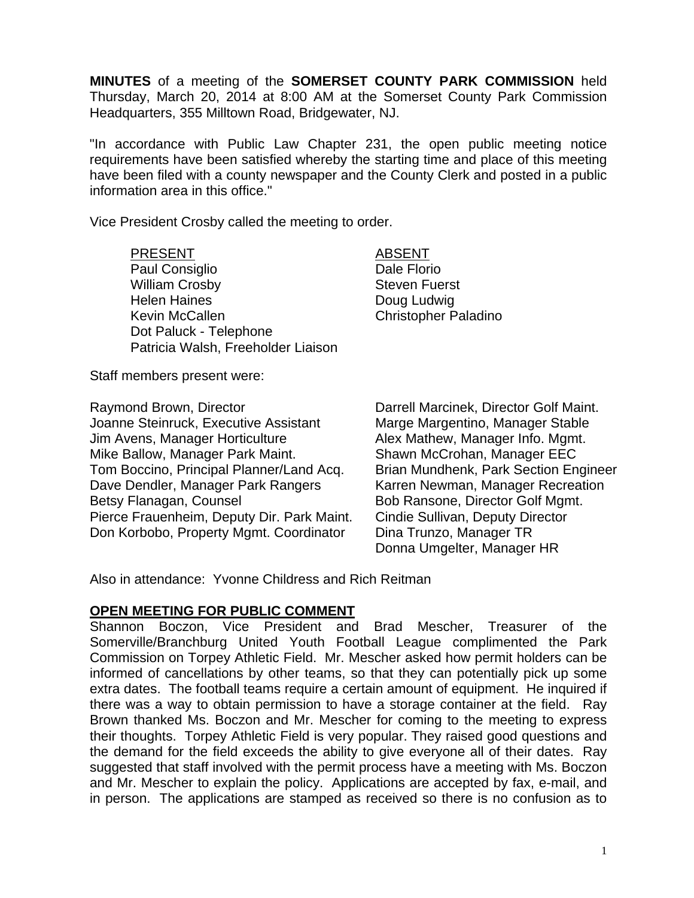**MINUTES** of a meeting of the **SOMERSET COUNTY PARK COMMISSION** held Thursday, March 20, 2014 at 8:00 AM at the Somerset County Park Commission Headquarters, 355 Milltown Road, Bridgewater, NJ.

"In accordance with Public Law Chapter 231, the open public meeting notice requirements have been satisfied whereby the starting time and place of this meeting have been filed with a county newspaper and the County Clerk and posted in a public information area in this office."

Vice President Crosby called the meeting to order.

| PRESENT | ABSENT |
| --- | --- |
| Paul Consiglio | Dale Florio |
| William Crosby | Steven Fuerst |
| Helen Haines | Doug Ludwig |
| Kevin McCallen | Christopher Paladino |
| Dot Paluck - Telephone | |
| Patricia Walsh, Freeholder Liaison | |

Staff members present were:

Raymond Brown, Director
Joanne Steinruck, Executive Assistant
Jim Avens, Manager Horticulture
Mike Ballow, Manager Park Maint.
Tom Boccino, Principal Planner/Land Acq.
Dave Dendler, Manager Park Rangers
Betsy Flanagan, Counsel
Pierce Frauenheim, Deputy Dir. Park Maint.
Don Korbobo, Property Mgmt. Coordinator
Darrell Marcinek, Director Golf Maint.
Marge Margentino, Manager Stable
Alex Mathew, Manager Info. Mgmt.
Shawn McCrohan, Manager EEC
Brian Mundhenk, Park Section Engineer
Karren Newman, Manager Recreation
Bob Ransone, Director Golf Mgmt.
Cindie Sullivan, Deputy Director
Dina Trunzo, Manager TR
Donna Umgelter, Manager HR

Also in attendance: Yvonne Childress and Rich Reitman

## OPEN MEETING FOR PUBLIC COMMENT

Shannon Boczon, Vice President and Brad Mescher, Treasurer of the Somerville/Branchburg United Youth Football League complimented the Park Commission on Torpey Athletic Field. Mr. Mescher asked how permit holders can be informed of cancellations by other teams, so that they can potentially pick up some extra dates. The football teams require a certain amount of equipment. He inquired if there was a way to obtain permission to have a storage container at the field. Ray Brown thanked Ms. Boczon and Mr. Mescher for coming to the meeting to express their thoughts. Torpey Athletic Field is very popular. They raised good questions and the demand for the field exceeds the ability to give everyone all of their dates. Ray suggested that staff involved with the permit process have a meeting with Ms. Boczon and Mr. Mescher to explain the policy. Applications are accepted by fax, e-mail, and in person. The applications are stamped as received so there is no confusion as to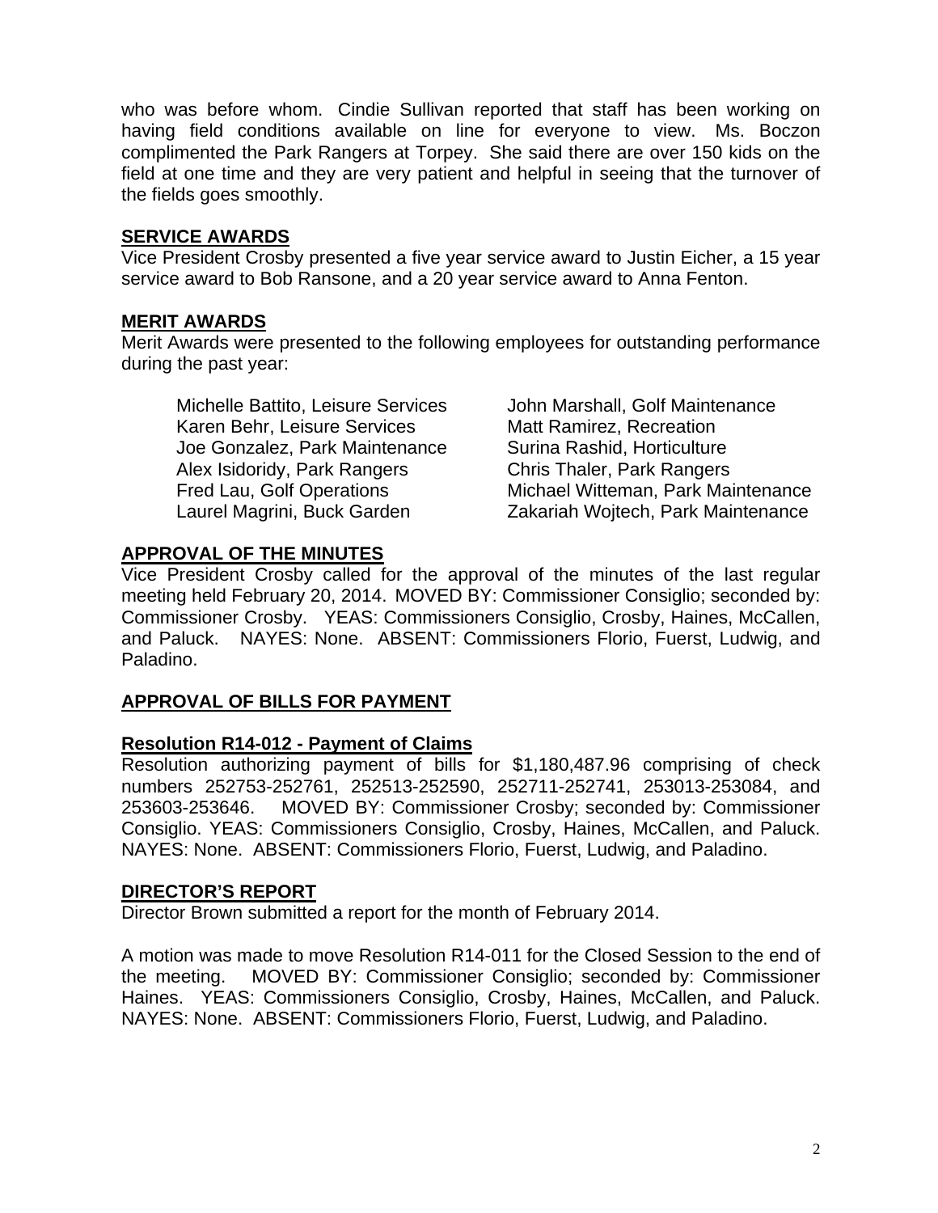who was before whom. Cindie Sullivan reported that staff has been working on having field conditions available on line for everyone to view. Ms. Boczon complimented the Park Rangers at Torpey. She said there are over 150 kids on the field at one time and they are very patient and helpful in seeing that the turnover of the fields goes smoothly.

## SERVICE AWARDS

Vice President Crosby presented a five year service award to Justin Eicher, a 15 year service award to Bob Ransone, and a 20 year service award to Anna Fenton.

## MERIT AWARDS

Merit Awards were presented to the following employees for outstanding performance during the past year:

Michelle Battito, Leisure Services
Karen Behr, Leisure Services
Joe Gonzalez, Park Maintenance
Alex Isidoridy, Park Rangers
Fred Lau, Golf Operations
Laurel Magrini, Buck Garden
John Marshall, Golf Maintenance
Matt Ramirez, Recreation
Surina Rashid, Horticulture
Chris Thaler, Park Rangers
Michael Witteman, Park Maintenance
Zakariah Wojtech, Park Maintenance

## APPROVAL OF THE MINUTES

Vice President Crosby called for the approval of the minutes of the last regular meeting held February 20, 2014. MOVED BY: Commissioner Consiglio; seconded by: Commissioner Crosby. YEAS: Commissioners Consiglio, Crosby, Haines, McCallen, and Paluck. NAYES: None. ABSENT: Commissioners Florio, Fuerst, Ludwig, and Paladino.

## APPROVAL OF BILLS FOR PAYMENT

### Resolution R14-012 - Payment of Claims

Resolution authorizing payment of bills for $1,180,487.96 comprising of check numbers 252753-252761, 252513-252590, 252711-252741, 253013-253084, and 253603-253646. MOVED BY: Commissioner Crosby; seconded by: Commissioner Consiglio. YEAS: Commissioners Consiglio, Crosby, Haines, McCallen, and Paluck. NAYES: None. ABSENT: Commissioners Florio, Fuerst, Ludwig, and Paladino.

## DIRECTOR'S REPORT

Director Brown submitted a report for the month of February 2014.

A motion was made to move Resolution R14-011 for the Closed Session to the end of the meeting. MOVED BY: Commissioner Consiglio; seconded by: Commissioner Haines. YEAS: Commissioners Consiglio, Crosby, Haines, McCallen, and Paluck. NAYES: None. ABSENT: Commissioners Florio, Fuerst, Ludwig, and Paladino.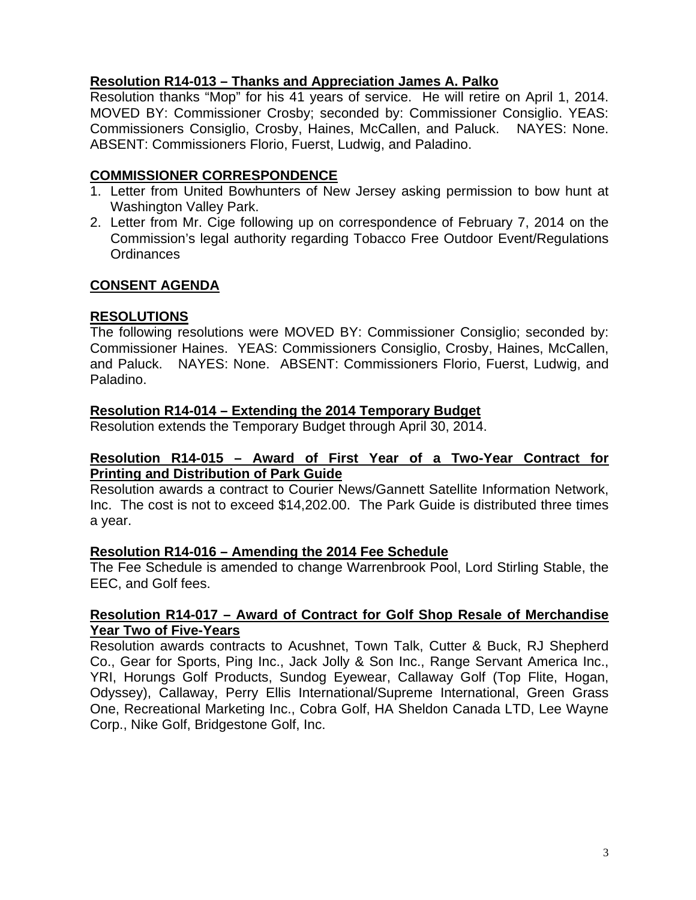**Resolution R14-013 – Thanks and Appreciation James A. Palko**

Resolution thanks "Mop" for his 41 years of service. He will retire on April 1, 2014. MOVED BY: Commissioner Crosby; seconded by: Commissioner Consiglio. YEAS: Commissioners Consiglio, Crosby, Haines, McCallen, and Paluck. NAYES: None. ABSENT: Commissioners Florio, Fuerst, Ludwig, and Paladino.

**COMMISSIONER CORRESPONDENCE**

1. Letter from United Bowhunters of New Jersey asking permission to bow hunt at Washington Valley Park.
2. Letter from Mr. Cige following up on correspondence of February 7, 2014 on the Commission's legal authority regarding Tobacco Free Outdoor Event/Regulations Ordinances

**CONSENT AGENDA**

**RESOLUTIONS**

The following resolutions were MOVED BY: Commissioner Consiglio; seconded by: Commissioner Haines. YEAS: Commissioners Consiglio, Crosby, Haines, McCallen, and Paluck. NAYES: None. ABSENT: Commissioners Florio, Fuerst, Ludwig, and Paladino.

**Resolution R14-014 – Extending the 2014 Temporary Budget**

Resolution extends the Temporary Budget through April 30, 2014.

**Resolution R14-015 – Award of First Year of a Two-Year Contract for Printing and Distribution of Park Guide**

Resolution awards a contract to Courier News/Gannett Satellite Information Network, Inc. The cost is not to exceed $14,202.00. The Park Guide is distributed three times a year.

**Resolution R14-016 – Amending the 2014 Fee Schedule**

The Fee Schedule is amended to change Warrenbrook Pool, Lord Stirling Stable, the EEC, and Golf fees.

**Resolution R14-017 – Award of Contract for Golf Shop Resale of Merchandise Year Two of Five-Years**

Resolution awards contracts to Acushnet, Town Talk, Cutter & Buck, RJ Shepherd Co., Gear for Sports, Ping Inc., Jack Jolly & Son Inc., Range Servant America Inc., YRI, Horungs Golf Products, Sundog Eyewear, Callaway Golf (Top Flite, Hogan, Odyssey), Callaway, Perry Ellis International/Supreme International, Green Grass One, Recreational Marketing Inc., Cobra Golf, HA Sheldon Canada LTD, Lee Wayne Corp., Nike Golf, Bridgestone Golf, Inc.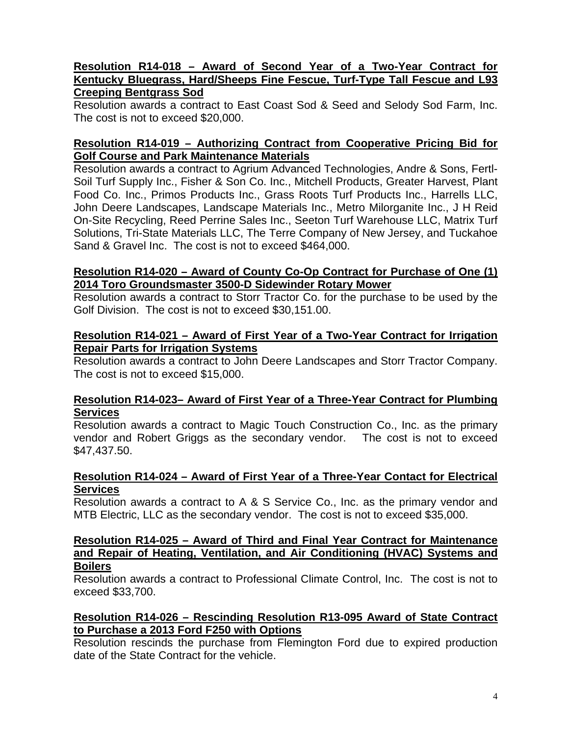**Resolution R14-018 – Award of Second Year of a Two-Year Contract for Kentucky Bluegrass, Hard/Sheeps Fine Fescue, Turf-Type Tall Fescue and L93 Creeping Bentgrass Sod**

Resolution awards a contract to East Coast Sod & Seed and Selody Sod Farm, Inc. The cost is not to exceed $20,000.

**Resolution R14-019 – Authorizing Contract from Cooperative Pricing Bid for Golf Course and Park Maintenance Materials**

Resolution awards a contract to Agrium Advanced Technologies, Andre & Sons, Fertl-Soil Turf Supply Inc., Fisher & Son Co. Inc., Mitchell Products, Greater Harvest, Plant Food Co. Inc., Primos Products Inc., Grass Roots Turf Products Inc., Harrells LLC, John Deere Landscapes, Landscape Materials Inc., Metro Milorganite Inc., J H Reid On-Site Recycling, Reed Perrine Sales Inc., Seeton Turf Warehouse LLC, Matrix Turf Solutions, Tri-State Materials LLC, The Terre Company of New Jersey, and Tuckahoe Sand & Gravel Inc. The cost is not to exceed $464,000.

**Resolution R14-020 – Award of County Co-Op Contract for Purchase of One (1) 2014 Toro Groundsmaster 3500-D Sidewinder Rotary Mower**

Resolution awards a contract to Storr Tractor Co. for the purchase to be used by the Golf Division. The cost is not to exceed $30,151.00.

**Resolution R14-021 – Award of First Year of a Two-Year Contract for Irrigation Repair Parts for Irrigation Systems**

Resolution awards a contract to John Deere Landscapes and Storr Tractor Company. The cost is not to exceed $15,000.

**Resolution R14-023– Award of First Year of a Three-Year Contract for Plumbing Services**

Resolution awards a contract to Magic Touch Construction Co., Inc. as the primary vendor and Robert Griggs as the secondary vendor. The cost is not to exceed $47,437.50.

**Resolution R14-024 – Award of First Year of a Three-Year Contact for Electrical Services**

Resolution awards a contract to A & S Service Co., Inc. as the primary vendor and MTB Electric, LLC as the secondary vendor. The cost is not to exceed $35,000.

**Resolution R14-025 – Award of Third and Final Year Contract for Maintenance and Repair of Heating, Ventilation, and Air Conditioning (HVAC) Systems and Boilers**

Resolution awards a contract to Professional Climate Control, Inc. The cost is not to exceed $33,700.

**Resolution R14-026 – Rescinding Resolution R13-095 Award of State Contract to Purchase a 2013 Ford F250 with Options**

Resolution rescinds the purchase from Flemington Ford due to expired production date of the State Contract for the vehicle.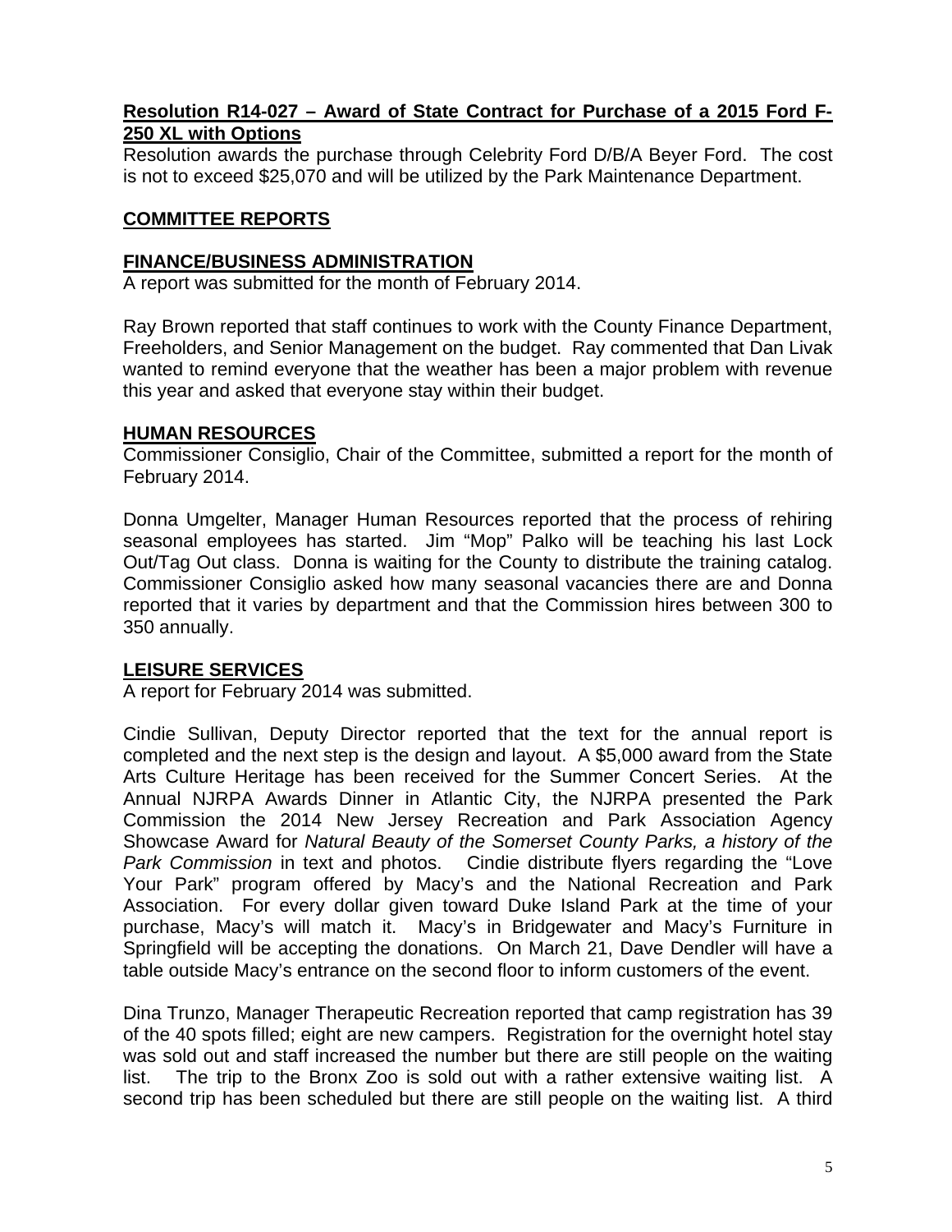**Resolution R14-027 – Award of State Contract for Purchase of a 2015 Ford F-250 XL with Options**

Resolution awards the purchase through Celebrity Ford D/B/A Beyer Ford. The cost is not to exceed $25,070 and will be utilized by the Park Maintenance Department.

## COMMITTEE REPORTS

### FINANCE/BUSINESS ADMINISTRATION

A report was submitted for the month of February 2014.

Ray Brown reported that staff continues to work with the County Finance Department, Freeholders, and Senior Management on the budget. Ray commented that Dan Livak wanted to remind everyone that the weather has been a major problem with revenue this year and asked that everyone stay within their budget.

### HUMAN RESOURCES

Commissioner Consiglio, Chair of the Committee, submitted a report for the month of February 2014.

Donna Umgelter, Manager Human Resources reported that the process of rehiring seasonal employees has started. Jim "Mop" Palko will be teaching his last Lock Out/Tag Out class. Donna is waiting for the County to distribute the training catalog. Commissioner Consiglio asked how many seasonal vacancies there are and Donna reported that it varies by department and that the Commission hires between 300 to 350 annually.

### LEISURE SERVICES

A report for February 2014 was submitted.

Cindie Sullivan, Deputy Director reported that the text for the annual report is completed and the next step is the design and layout. A $5,000 award from the State Arts Culture Heritage has been received for the Summer Concert Series. At the Annual NJRPA Awards Dinner in Atlantic City, the NJRPA presented the Park Commission the 2014 New Jersey Recreation and Park Association Agency Showcase Award for *Natural Beauty of the Somerset County Parks, a history of the Park Commission* in text and photos. Cindie distribute flyers regarding the "Love Your Park" program offered by Macy's and the National Recreation and Park Association. For every dollar given toward Duke Island Park at the time of your purchase, Macy's will match it. Macy's in Bridgewater and Macy's Furniture in Springfield will be accepting the donations. On March 21, Dave Dendler will have a table outside Macy's entrance on the second floor to inform customers of the event.

Dina Trunzo, Manager Therapeutic Recreation reported that camp registration has 39 of the 40 spots filled; eight are new campers. Registration for the overnight hotel stay was sold out and staff increased the number but there are still people on the waiting list. The trip to the Bronx Zoo is sold out with a rather extensive waiting list. A second trip has been scheduled but there are still people on the waiting list. A third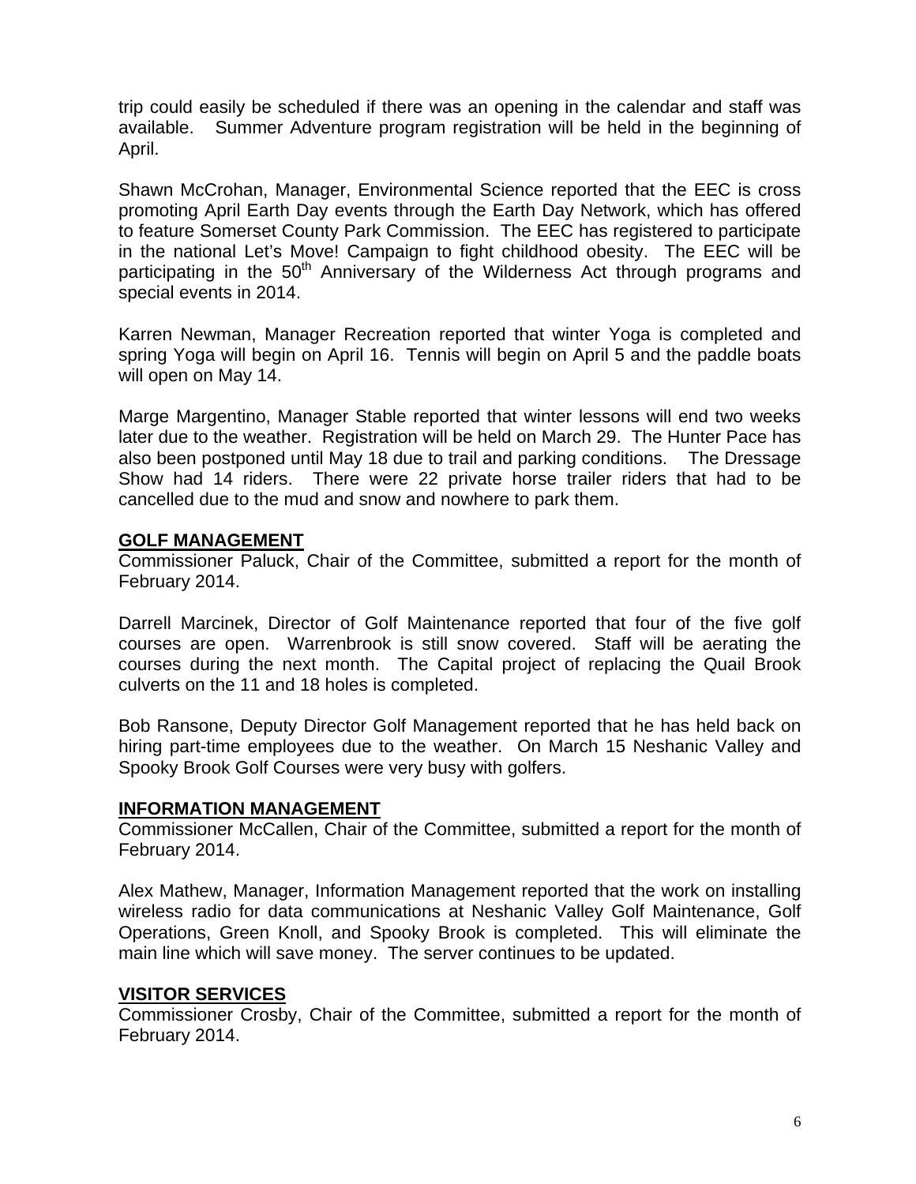trip could easily be scheduled if there was an opening in the calendar and staff was available. Summer Adventure program registration will be held in the beginning of April.

Shawn McCrohan, Manager, Environmental Science reported that the EEC is cross promoting April Earth Day events through the Earth Day Network, which has offered to feature Somerset County Park Commission. The EEC has registered to participate in the national Let's Move! Campaign to fight childhood obesity. The EEC will be participating in the 50th Anniversary of the Wilderness Act through programs and special events in 2014.

Karren Newman, Manager Recreation reported that winter Yoga is completed and spring Yoga will begin on April 16. Tennis will begin on April 5 and the paddle boats will open on May 14.

Marge Margentino, Manager Stable reported that winter lessons will end two weeks later due to the weather. Registration will be held on March 29. The Hunter Pace has also been postponed until May 18 due to trail and parking conditions. The Dressage Show had 14 riders. There were 22 private horse trailer riders that had to be cancelled due to the mud and snow and nowhere to park them.

## GOLF MANAGEMENT

Commissioner Paluck, Chair of the Committee, submitted a report for the month of February 2014.

Darrell Marcinek, Director of Golf Maintenance reported that four of the five golf courses are open. Warrenbrook is still snow covered. Staff will be aerating the courses during the next month. The Capital project of replacing the Quail Brook culverts on the 11 and 18 holes is completed.

Bob Ransone, Deputy Director Golf Management reported that he has held back on hiring part-time employees due to the weather. On March 15 Neshanic Valley and Spooky Brook Golf Courses were very busy with golfers.

## INFORMATION MANAGEMENT

Commissioner McCallen, Chair of the Committee, submitted a report for the month of February 2014.

Alex Mathew, Manager, Information Management reported that the work on installing wireless radio for data communications at Neshanic Valley Golf Maintenance, Golf Operations, Green Knoll, and Spooky Brook is completed. This will eliminate the main line which will save money. The server continues to be updated.

## VISITOR SERVICES

Commissioner Crosby, Chair of the Committee, submitted a report for the month of February 2014.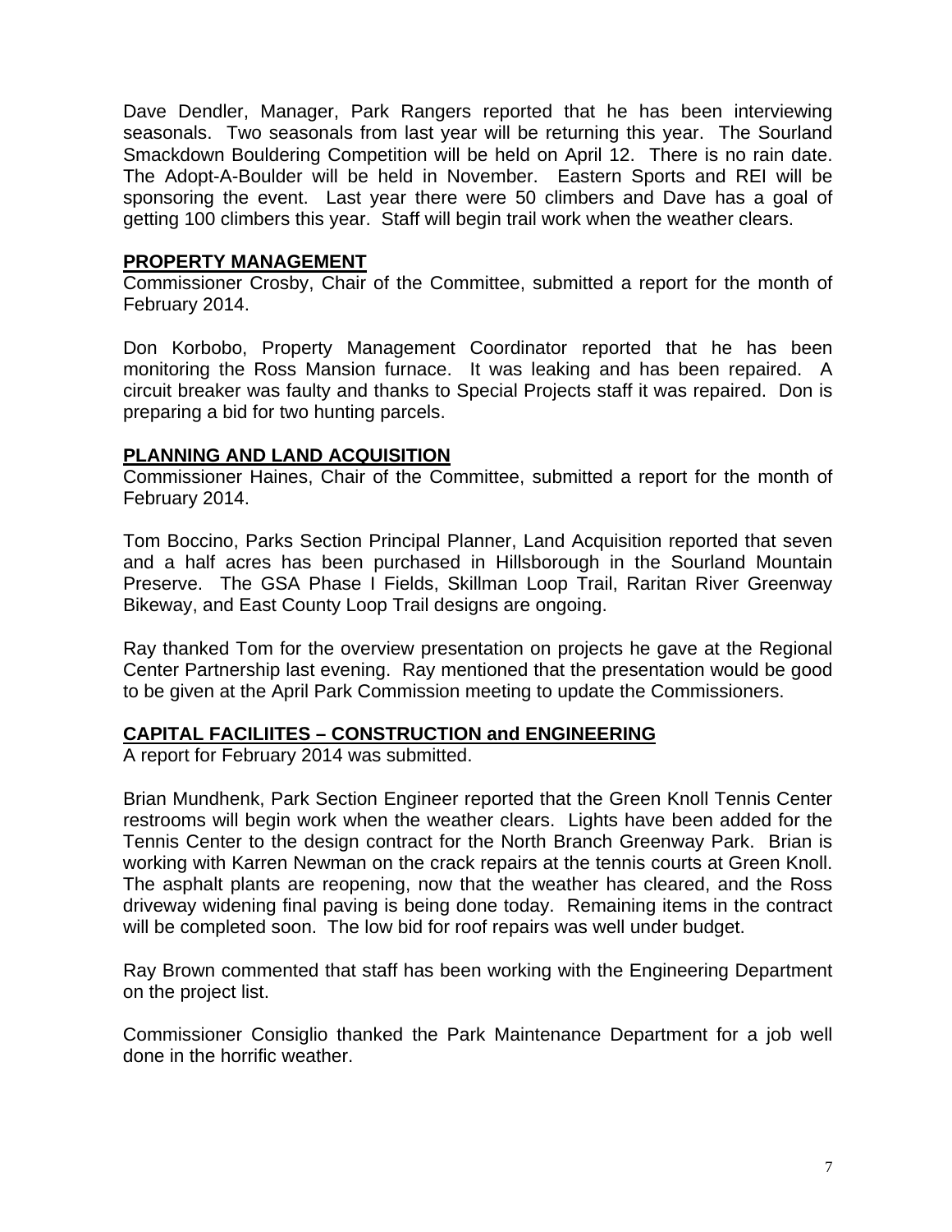Dave Dendler, Manager, Park Rangers reported that he has been interviewing seasonals. Two seasonals from last year will be returning this year. The Sourland Smackdown Bouldering Competition will be held on April 12. There is no rain date. The Adopt-A-Boulder will be held in November. Eastern Sports and REI will be sponsoring the event. Last year there were 50 climbers and Dave has a goal of getting 100 climbers this year. Staff will begin trail work when the weather clears.

**PROPERTY MANAGEMENT**

Commissioner Crosby, Chair of the Committee, submitted a report for the month of February 2014.

Don Korbobo, Property Management Coordinator reported that he has been monitoring the Ross Mansion furnace. It was leaking and has been repaired. A circuit breaker was faulty and thanks to Special Projects staff it was repaired. Don is preparing a bid for two hunting parcels.

**PLANNING AND LAND ACQUISITION**

Commissioner Haines, Chair of the Committee, submitted a report for the month of February 2014.

Tom Boccino, Parks Section Principal Planner, Land Acquisition reported that seven and a half acres has been purchased in Hillsborough in the Sourland Mountain Preserve. The GSA Phase I Fields, Skillman Loop Trail, Raritan River Greenway Bikeway, and East County Loop Trail designs are ongoing.

Ray thanked Tom for the overview presentation on projects he gave at the Regional Center Partnership last evening. Ray mentioned that the presentation would be good to be given at the April Park Commission meeting to update the Commissioners.

**CAPITAL FACILIITES – CONSTRUCTION and ENGINEERING**

A report for February 2014 was submitted.

Brian Mundhenk, Park Section Engineer reported that the Green Knoll Tennis Center restrooms will begin work when the weather clears. Lights have been added for the Tennis Center to the design contract for the North Branch Greenway Park. Brian is working with Karren Newman on the crack repairs at the tennis courts at Green Knoll. The asphalt plants are reopening, now that the weather has cleared, and the Ross driveway widening final paving is being done today. Remaining items in the contract will be completed soon. The low bid for roof repairs was well under budget.

Ray Brown commented that staff has been working with the Engineering Department on the project list.

Commissioner Consiglio thanked the Park Maintenance Department for a job well done in the horrific weather.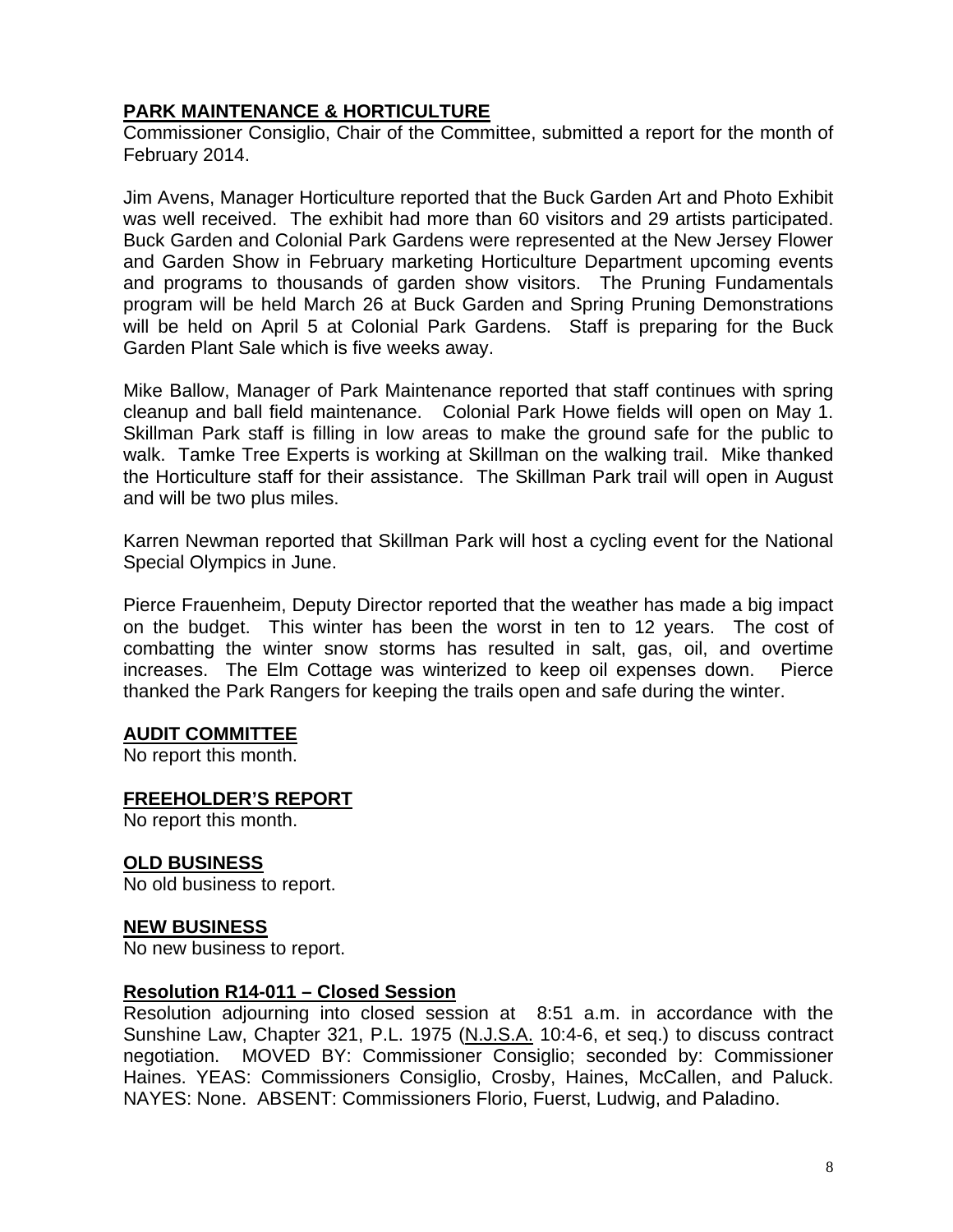## PARK MAINTENANCE & HORTICULTURE

Commissioner Consiglio, Chair of the Committee, submitted a report for the month of February 2014.

Jim Avens, Manager Horticulture reported that the Buck Garden Art and Photo Exhibit was well received. The exhibit had more than 60 visitors and 29 artists participated. Buck Garden and Colonial Park Gardens were represented at the New Jersey Flower and Garden Show in February marketing Horticulture Department upcoming events and programs to thousands of garden show visitors. The Pruning Fundamentals program will be held March 26 at Buck Garden and Spring Pruning Demonstrations will be held on April 5 at Colonial Park Gardens. Staff is preparing for the Buck Garden Plant Sale which is five weeks away.

Mike Ballow, Manager of Park Maintenance reported that staff continues with spring cleanup and ball field maintenance. Colonial Park Howe fields will open on May 1. Skillman Park staff is filling in low areas to make the ground safe for the public to walk. Tamke Tree Experts is working at Skillman on the walking trail. Mike thanked the Horticulture staff for their assistance. The Skillman Park trail will open in August and will be two plus miles.

Karren Newman reported that Skillman Park will host a cycling event for the National Special Olympics in June.

Pierce Frauenheim, Deputy Director reported that the weather has made a big impact on the budget. This winter has been the worst in ten to 12 years. The cost of combatting the winter snow storms has resulted in salt, gas, oil, and overtime increases. The Elm Cottage was winterized to keep oil expenses down. Pierce thanked the Park Rangers for keeping the trails open and safe during the winter.

## AUDIT COMMITTEE

No report this month.

## FREEHOLDER'S REPORT

No report this month.

## OLD BUSINESS

No old business to report.

## NEW BUSINESS

No new business to report.

## Resolution R14-011 – Closed Session

Resolution adjourning into closed session at 8:51 a.m. in accordance with the Sunshine Law, Chapter 321, P.L. 1975 (N.J.S.A. 10:4-6, et seq.) to discuss contract negotiation. MOVED BY: Commissioner Consiglio; seconded by: Commissioner Haines. YEAS: Commissioners Consiglio, Crosby, Haines, McCallen, and Paluck. NAYES: None. ABSENT: Commissioners Florio, Fuerst, Ludwig, and Paladino.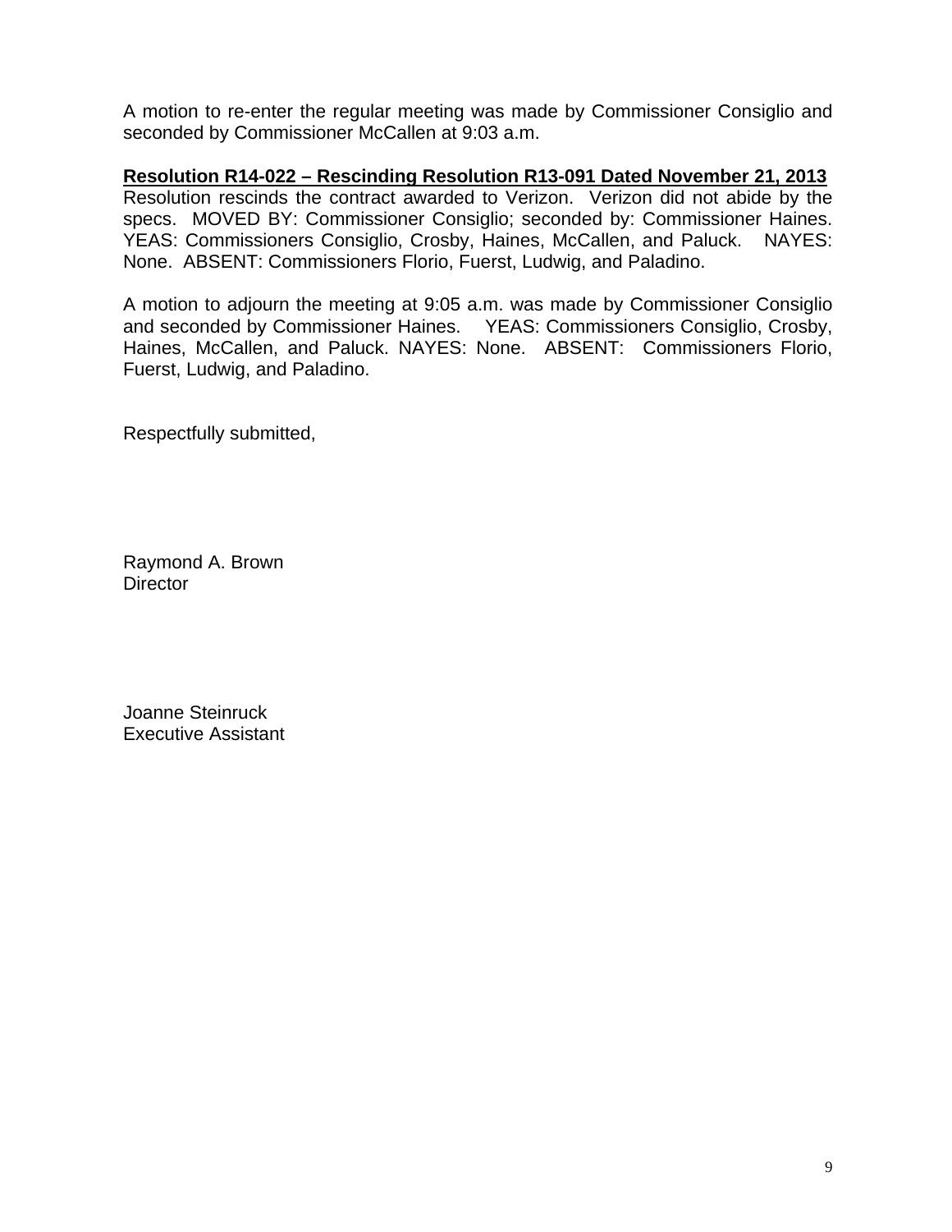A motion to re-enter the regular meeting was made by Commissioner Consiglio and seconded by Commissioner McCallen at 9:03 a.m.

**Resolution R14-022 – Rescinding Resolution R13-091 Dated November 21, 2013**
Resolution rescinds the contract awarded to Verizon. Verizon did not abide by the specs. MOVED BY: Commissioner Consiglio; seconded by: Commissioner Haines. YEAS: Commissioners Consiglio, Crosby, Haines, McCallen, and Paluck. NAYES: None. ABSENT: Commissioners Florio, Fuerst, Ludwig, and Paladino.

A motion to adjourn the meeting at 9:05 a.m. was made by Commissioner Consiglio and seconded by Commissioner Haines. YEAS: Commissioners Consiglio, Crosby, Haines, McCallen, and Paluck. NAYES: None. ABSENT: Commissioners Florio, Fuerst, Ludwig, and Paladino.

Respectfully submitted,

Raymond A. Brown
Director

Joanne Steinruck
Executive Assistant